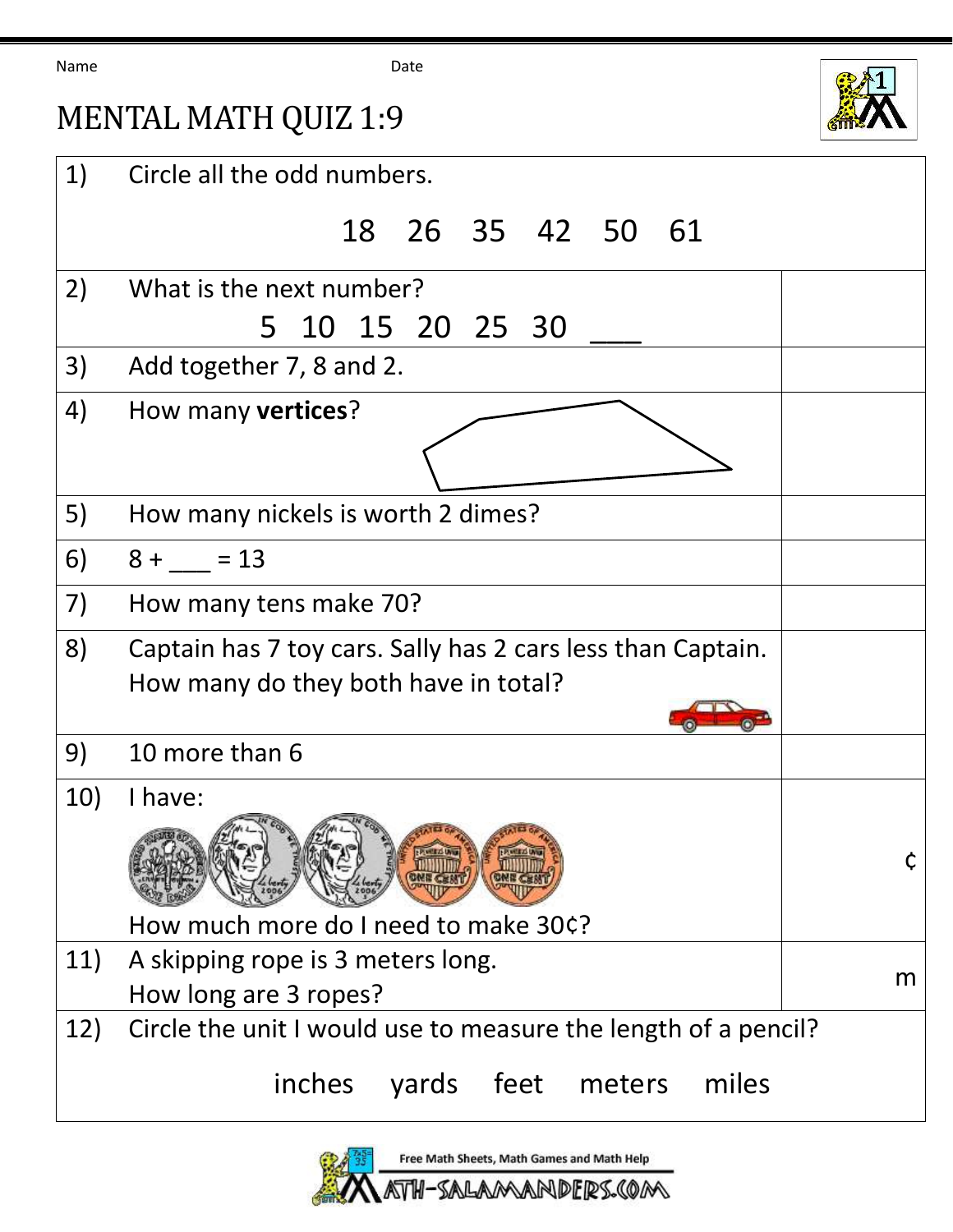Name Date

# MENTAL MATH QUIZ 1:9

1) Circle all the odd numbers.

   18 26 35 42 50 61

2) What is the next number?

   5 10 15 20 25 30 ___

3) Add together 7, 8 and 2.

4) How many **vertices**?

5) How many nickels is worth 2 dimes?

6) 8 + ___ = 13

7) How many tens make 70?

8) Captain has 7 toy cars. Sally has 2 cars less than Captain. How many do they both have in total?

9) 10 more than 6

10) I have:

    How much more do I need to make 30¢?

    ¢

11) A skipping rope is 3 meters long. How long are 3 ropes?

    m

12) Circle the unit I would use to measure the length of a pencil?

    inches yards feet meters miles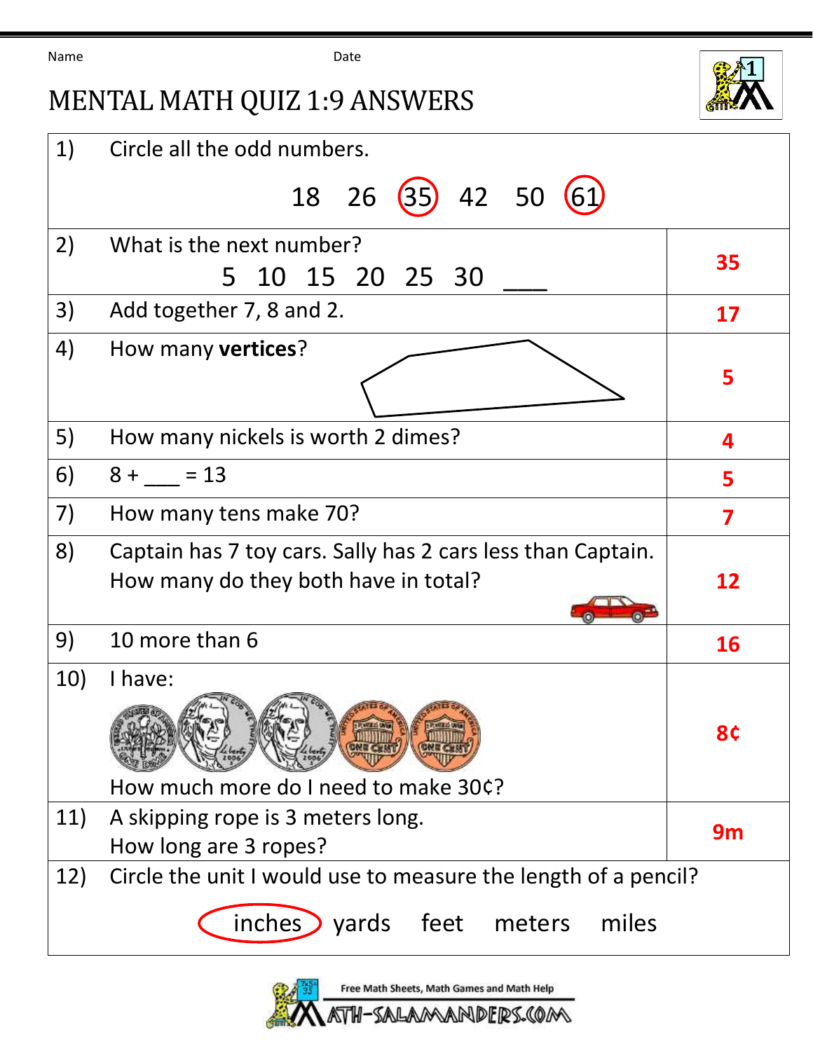Name Date

# MENTAL MATH QUIZ 1:9 ANSWERS

| | | |
|---|---|---|
| 1) | Circle all the odd numbers. 18 26 (35) 42 50 (61) | |
| 2) | What is the next number? 5 10 15 20 25 30 ___ | 35 |
| 3) | Add together 7, 8 and 2. | 17 |
| 4) | How many **vertices**? | 5 |
| 5) | How many nickels is worth 2 dimes? | 4 |
| 6) | 8 + ___ = 13 | 5 |
| 7) | How many tens make 70? | 7 |
| 8) | Captain has 7 toy cars. Sally has 2 cars less than Captain. How many do they both have in total? | 12 |
| 9) | 10 more than 6 | 16 |
| 10) | I have: How much more do I need to make 30¢? | 8¢ |
| 11) | A skipping rope is 3 meters long. How long are 3 ropes? | 9m |
| 12) | Circle the unit I would use to measure the length of a pencil? (inches) yards feet meters miles | |

Free Math Sheets, Math Games and Math Help

MATH-SALAMANDERS.COM